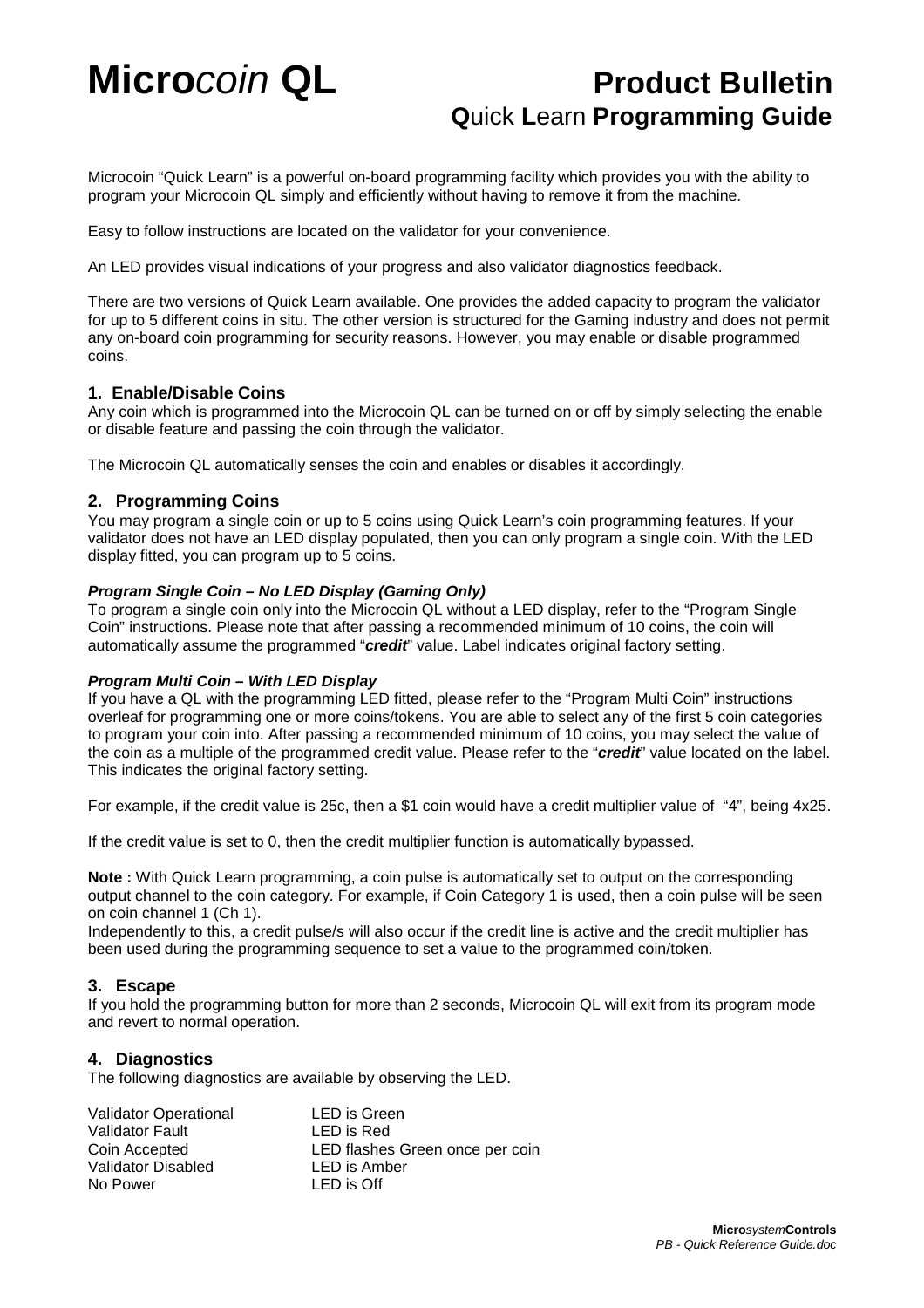# Micro*coin* QL

# Product Bulletin

## **Q**uick **L**earn **Programming Guide**

Microcoin "Quick Learn" is a powerful on-board programming facility which provides you with the ability to program your Microcoin QL simply and efficiently without having to remove it from the machine.

Easy to follow instructions are located on the validator for your convenience.

An LED provides visual indications of your progress and also validator diagnostics feedback.

There are two versions of Quick Learn available. One provides the added capacity to program the validator for up to 5 different coins in situ. The other version is structured for the Gaming industry and does not permit any on-board coin programming for security reasons. However, you may enable or disable programmed coins.

### 1. Enable/Disable Coins

Any coin which is programmed into the Microcoin QL can be turned on or off by simply selecting the enable or disable feature and passing the coin through the validator.

The Microcoin QL automatically senses the coin and enables or disables it accordingly.

### 2. Programming Coins

You may program a single coin or up to 5 coins using Quick Learn's coin programming features. If your validator does not have an LED display populated, then you can only program a single coin. With the LED display fitted, you can program up to 5 coins.

***Program Single Coin – No LED Display (Gaming Only)***

To program a single coin only into the Microcoin QL without a LED display, refer to the "Program Single Coin" instructions. Please note that after passing a recommended minimum of 10 coins, the coin will automatically assume the programmed "***credit***" value. Label indicates original factory setting.

***Program Multi Coin – With LED Display***

If you have a QL with the programming LED fitted, please refer to the "Program Multi Coin" instructions overleaf for programming one or more coins/tokens. You are able to select any of the first 5 coin categories to program your coin into. After passing a recommended minimum of 10 coins, you may select the value of the coin as a multiple of the programmed credit value. Please refer to the "***credit***" value located on the label. This indicates the original factory setting.

For example, if the credit value is 25c, then a $1 coin would have a credit multiplier value of "4", being 4x25.

If the credit value is set to 0, then the credit multiplier function is automatically bypassed.

**Note :** With Quick Learn programming, a coin pulse is automatically set to output on the corresponding output channel to the coin category. For example, if Coin Category 1 is used, then a coin pulse will be seen on coin channel 1 (Ch 1).
Independently to this, a credit pulse/s will also occur if the credit line is active and the credit multiplier has been used during the programming sequence to set a value to the programmed coin/token.

### 3. Escape

If you hold the programming button for more than 2 seconds, Microcoin QL will exit from its program mode and revert to normal operation.

### 4. Diagnostics

The following diagnostics are available by observing the LED.

| | |
|---|---|
| Validator Operational | LED is Green |
| Validator Fault | LED is Red |
| Coin Accepted | LED flashes Green once per coin |
| Validator Disabled | LED is Amber |
| No Power | LED is Off |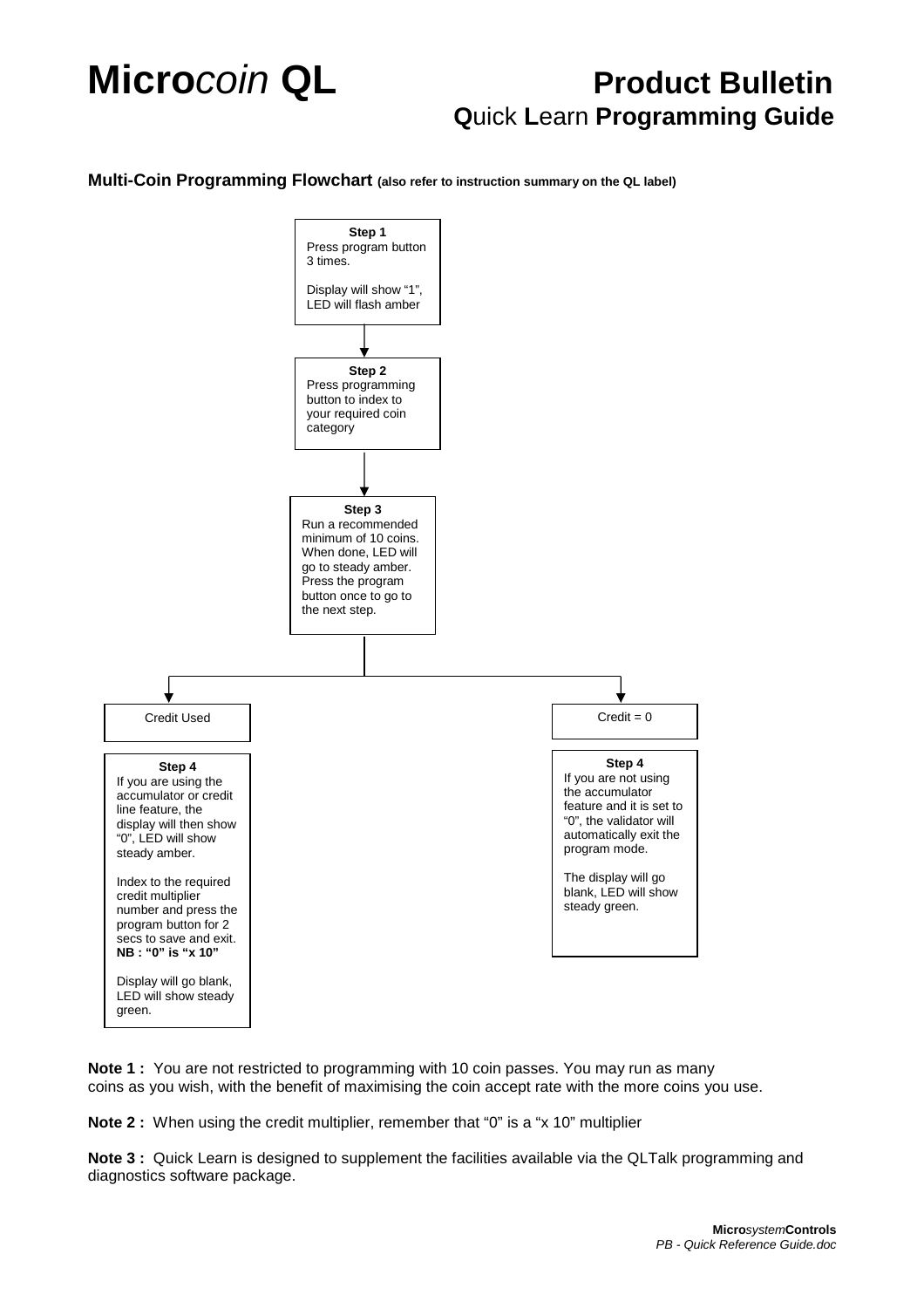# Micro*coin* QL

# Product Bulletin

## **Q**uick **L**earn **Programming Guide**

**Multi-Coin Programming Flowchart (also refer to instruction summary on the QL label)**

**Step 1**
Press program button 3 times.

Display will show "1", LED will flash amber

**Step 2**
Press programming button to index to your required coin category

**Step 3**
Run a recommended minimum of 10 coins. When done, LED will go to steady amber. Press the program button once to go to the next step.

Credit Used

**Step 4**
If you are using the accumulator or credit line feature, the display will then show "0", LED will show steady amber.

Index to the required credit multiplier number and press the program button for 2 secs to save and exit. **NB : "0" is "x 10"**

Display will go blank, LED will show steady green.

Credit = 0

**Step 4**
If you are not using the accumulator feature and it is set to "0", the validator will automatically exit the program mode.

The display will go blank, LED will show steady green.

**Note 1 :** You are not restricted to programming with 10 coin passes. You may run as many coins as you wish, with the benefit of maximising the coin accept rate with the more coins you use.

**Note 2 :** When using the credit multiplier, remember that "0" is a "x 10" multiplier

**Note 3 :** Quick Learn is designed to supplement the facilities available via the QLTalk programming and diagnostics software package.